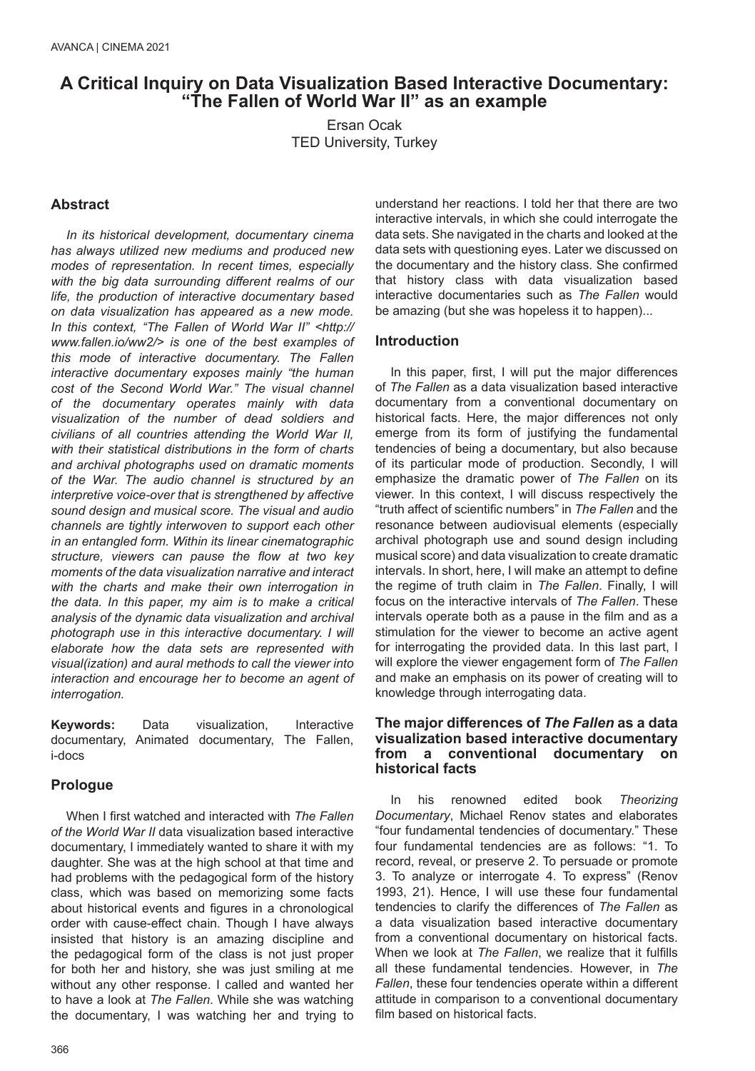# A Critical Inquiry on Data Visualization Based Interactive Documentary: "The Fallen of World War II" as an example

Ersan Ocak
TED University, Turkey

## Abstract

*In its historical development, documentary cinema has always utilized new mediums and produced new modes of representation. In recent times, especially with the big data surrounding different realms of our life, the production of interactive documentary based on data visualization has appeared as a new mode. In this context, "The Fallen of World War II" <http://www.fallen.io/ww2/> is one of the best examples of this mode of interactive documentary. The Fallen interactive documentary exposes mainly "the human cost of the Second World War." The visual channel of the documentary operates mainly with data visualization of the number of dead soldiers and civilians of all countries attending the World War II, with their statistical distributions in the form of charts and archival photographs used on dramatic moments of the War. The audio channel is structured by an interpretive voice-over that is strengthened by affective sound design and musical score. The visual and audio channels are tightly interwoven to support each other in an entangled form. Within its linear cinematographic structure, viewers can pause the flow at two key moments of the data visualization narrative and interact with the charts and make their own interrogation in the data. In this paper, my aim is to make a critical analysis of the dynamic data visualization and archival photograph use in this interactive documentary. I will elaborate how the data sets are represented with visual(ization) and aural methods to call the viewer into interaction and encourage her to become an agent of interrogation.*

**Keywords:** Data visualization, Interactive documentary, Animated documentary, The Fallen, i-docs

## Prologue

When I first watched and interacted with *The Fallen of the World War II* data visualization based interactive documentary, I immediately wanted to share it with my daughter. She was at the high school at that time and had problems with the pedagogical form of the history class, which was based on memorizing some facts about historical events and figures in a chronological order with cause-effect chain. Though I have always insisted that history is an amazing discipline and the pedagogical form of the class is not just proper for both her and history, she was just smiling at me without any other response. I called and wanted her to have a look at *The Fallen*. While she was watching the documentary, I was watching her and trying to understand her reactions. I told her that there are two interactive intervals, in which she could interrogate the data sets. She navigated in the charts and looked at the data sets with questioning eyes. Later we discussed on the documentary and the history class. She confirmed that history class with data visualization based interactive documentaries such as *The Fallen* would be amazing (but she was hopeless it to happen)...

## Introduction

In this paper, first, I will put the major differences of *The Fallen* as a data visualization based interactive documentary from a conventional documentary on historical facts. Here, the major differences not only emerge from its form of justifying the fundamental tendencies of being a documentary, but also because of its particular mode of production. Secondly, I will emphasize the dramatic power of *The Fallen* on its viewer. In this context, I will discuss respectively the "truth affect of scientific numbers" in *The Fallen* and the resonance between audiovisual elements (especially archival photograph use and sound design including musical score) and data visualization to create dramatic intervals. In short, here, I will make an attempt to define the regime of truth claim in *The Fallen*. Finally, I will focus on the interactive intervals of *The Fallen*. These intervals operate both as a pause in the film and as a stimulation for the viewer to become an active agent for interrogating the provided data. In this last part, I will explore the viewer engagement form of *The Fallen* and make an emphasis on its power of creating will to knowledge through interrogating data.

## The major differences of *The Fallen* as a data visualization based interactive documentary from a conventional documentary on historical facts

In his renowned edited book *Theorizing Documentary*, Michael Renov states and elaborates "four fundamental tendencies of documentary." These four fundamental tendencies are as follows: "1. To record, reveal, or preserve 2. To persuade or promote 3. To analyze or interrogate 4. To express" (Renov 1993, 21). Hence, I will use these four fundamental tendencies to clarify the differences of *The Fallen* as a data visualization based interactive documentary from a conventional documentary on historical facts. When we look at *The Fallen*, we realize that it fulfills all these fundamental tendencies. However, in *The Fallen*, these four tendencies operate within a different attitude in comparison to a conventional documentary film based on historical facts.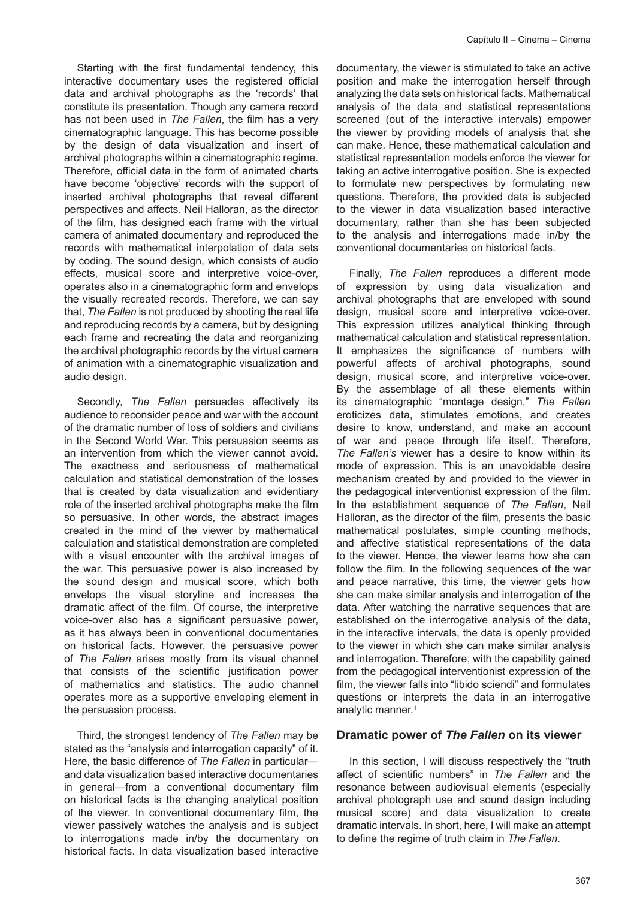Starting with the first fundamental tendency, this interactive documentary uses the registered official data and archival photographs as the 'records' that constitute its presentation. Though any camera record has not been used in *The Fallen*, the film has a very cinematographic language. This has become possible by the design of data visualization and insert of archival photographs within a cinematographic regime. Therefore, official data in the form of animated charts have become 'objective' records with the support of inserted archival photographs that reveal different perspectives and affects. Neil Halloran, as the director of the film, has designed each frame with the virtual camera of animated documentary and reproduced the records with mathematical interpolation of data sets by coding. The sound design, which consists of audio effects, musical score and interpretive voice-over, operates also in a cinematographic form and envelops the visually recreated records. Therefore, we can say that, *The Fallen* is not produced by shooting the real life and reproducing records by a camera, but by designing each frame and recreating the data and reorganizing the archival photographic records by the virtual camera of animation with a cinematographic visualization and audio design.

Secondly, *The Fallen* persuades affectively its audience to reconsider peace and war with the account of the dramatic number of loss of soldiers and civilians in the Second World War. This persuasion seems as an intervention from which the viewer cannot avoid. The exactness and seriousness of mathematical calculation and statistical demonstration of the losses that is created by data visualization and evidentiary role of the inserted archival photographs make the film so persuasive. In other words, the abstract images created in the mind of the viewer by mathematical calculation and statistical demonstration are completed with a visual encounter with the archival images of the war. This persuasive power is also increased by the sound design and musical score, which both envelops the visual storyline and increases the dramatic affect of the film. Of course, the interpretive voice-over also has a significant persuasive power, as it has always been in conventional documentaries on historical facts. However, the persuasive power of *The Fallen* arises mostly from its visual channel that consists of the scientific justification power of mathematics and statistics. The audio channel operates more as a supportive enveloping element in the persuasion process.

Third, the strongest tendency of *The Fallen* may be stated as the "analysis and interrogation capacity" of it. Here, the basic difference of *The Fallen* in particular—and data visualization based interactive documentaries in general—from a conventional documentary film on historical facts is the changing analytical position of the viewer. In conventional documentary film, the viewer passively watches the analysis and is subject to interrogations made in/by the documentary on historical facts. In data visualization based interactive documentary, the viewer is stimulated to take an active position and make the interrogation herself through analyzing the data sets on historical facts. Mathematical analysis of the data and statistical representations screened (out of the interactive intervals) empower the viewer by providing models of analysis that she can make. Hence, these mathematical calculation and statistical representation models enforce the viewer for taking an active interrogative position. She is expected to formulate new perspectives by formulating new questions. Therefore, the provided data is subjected to the viewer in data visualization based interactive documentary, rather than she has been subjected to the analysis and interrogations made in/by the conventional documentaries on historical facts.

Finally, *The Fallen* reproduces a different mode of expression by using data visualization and archival photographs that are enveloped with sound design, musical score and interpretive voice-over. This expression utilizes analytical thinking through mathematical calculation and statistical representation. It emphasizes the significance of numbers with powerful affects of archival photographs, sound design, musical score, and interpretive voice-over. By the assemblage of all these elements within its cinematographic "montage design," *The Fallen* eroticizes data, stimulates emotions, and creates desire to know, understand, and make an account of war and peace through life itself. Therefore, *The Fallen's* viewer has a desire to know within its mode of expression. This is an unavoidable desire mechanism created by and provided to the viewer in the pedagogical interventionist expression of the film. In the establishment sequence of *The Fallen*, Neil Halloran, as the director of the film, presents the basic mathematical postulates, simple counting methods, and affective statistical representations of the data to the viewer. Hence, the viewer learns how she can follow the film. In the following sequences of the war and peace narrative, this time, the viewer gets how she can make similar analysis and interrogation of the data. After watching the narrative sequences that are established on the interrogative analysis of the data, in the interactive intervals, the data is openly provided to the viewer in which she can make similar analysis and interrogation. Therefore, with the capability gained from the pedagogical interventionist expression of the film, the viewer falls into "libido sciendi" and formulates questions or interprets the data in an interrogative analytic manner.[1]

## Dramatic power of *The Fallen* on its viewer

In this section, I will discuss respectively the "truth affect of scientific numbers" in *The Fallen* and the resonance between audiovisual elements (especially archival photograph use and sound design including musical score) and data visualization to create dramatic intervals. In short, here, I will make an attempt to define the regime of truth claim in *The Fallen*.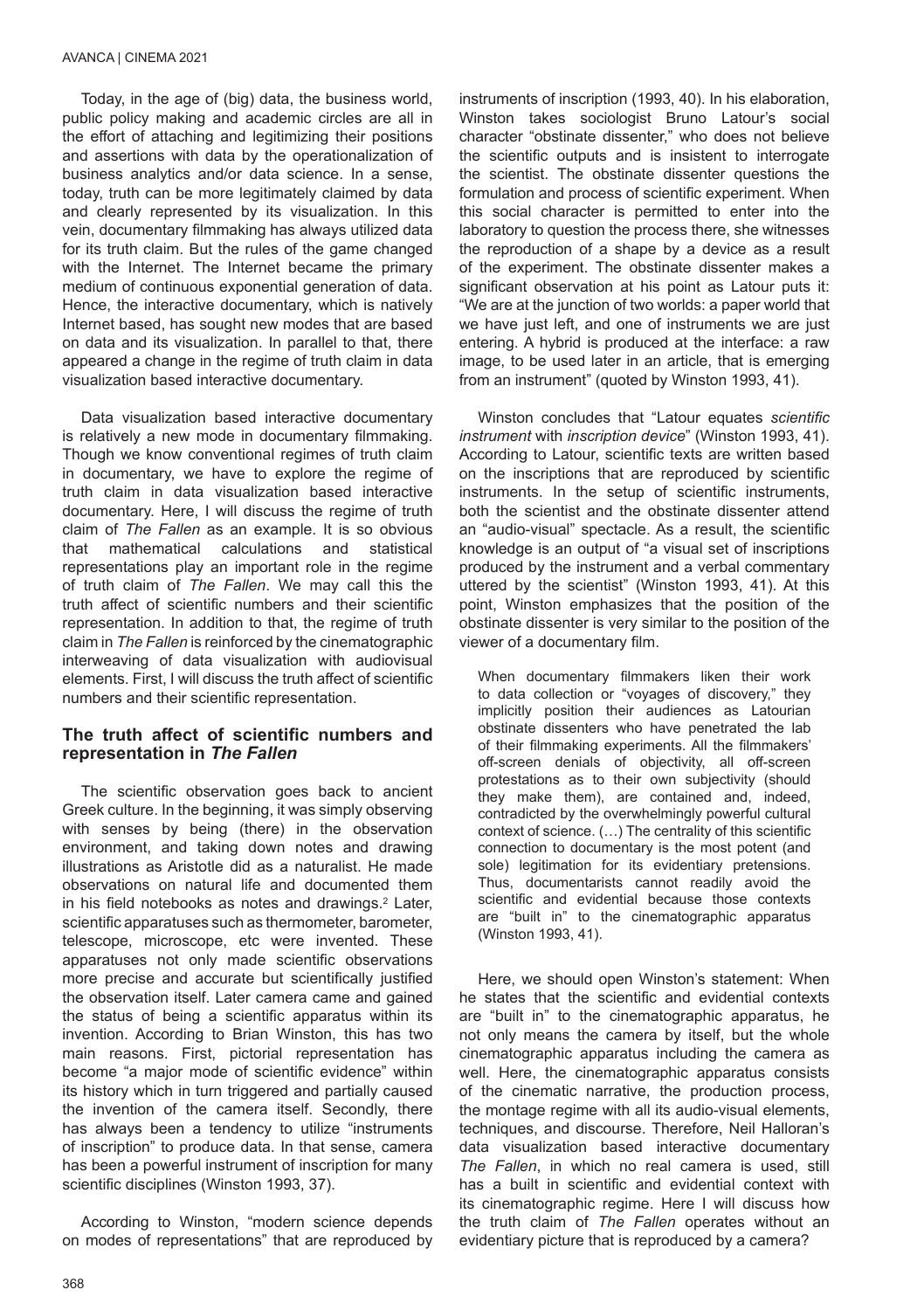Today, in the age of (big) data, the business world, public policy making and academic circles are all in the effort of attaching and legitimizing their positions and assertions with data by the operationalization of business analytics and/or data science. In a sense, today, truth can be more legitimately claimed by data and clearly represented by its visualization. In this vein, documentary filmmaking has always utilized data for its truth claim. But the rules of the game changed with the Internet. The Internet became the primary medium of continuous exponential generation of data. Hence, the interactive documentary, which is natively Internet based, has sought new modes that are based on data and its visualization. In parallel to that, there appeared a change in the regime of truth claim in data visualization based interactive documentary.

Data visualization based interactive documentary is relatively a new mode in documentary filmmaking. Though we know conventional regimes of truth claim in documentary, we have to explore the regime of truth claim in data visualization based interactive documentary. Here, I will discuss the regime of truth claim of *The Fallen* as an example. It is so obvious that mathematical calculations and statistical representations play an important role in the regime of truth claim of *The Fallen*. We may call this the truth affect of scientific numbers and their scientific representation. In addition to that, the regime of truth claim in *The Fallen* is reinforced by the cinematographic interweaving of data visualization with audiovisual elements. First, I will discuss the truth affect of scientific numbers and their scientific representation.

## The truth affect of scientific numbers and representation in *The Fallen*

The scientific observation goes back to ancient Greek culture. In the beginning, it was simply observing with senses by being (there) in the observation environment, and taking down notes and drawing illustrations as Aristotle did as a naturalist. He made observations on natural life and documented them in his field notebooks as notes and drawings.[2] Later, scientific apparatuses such as thermometer, barometer, telescope, microscope, etc were invented. These apparatuses not only made scientific observations more precise and accurate but scientifically justified the observation itself. Later camera came and gained the status of being a scientific apparatus within its invention. According to Brian Winston, this has two main reasons. First, pictorial representation has become "a major mode of scientific evidence" within its history which in turn triggered and partially caused the invention of the camera itself. Secondly, there has always been a tendency to utilize "instruments of inscription" to produce data. In that sense, camera has been a powerful instrument of inscription for many scientific disciplines (Winston 1993, 37).

According to Winston, "modern science depends on modes of representations" that are reproduced by instruments of inscription (1993, 40). In his elaboration, Winston takes sociologist Bruno Latour's social character "obstinate dissenter," who does not believe the scientific outputs and is insistent to interrogate the scientist. The obstinate dissenter questions the formulation and process of scientific experiment. When this social character is permitted to enter into the laboratory to question the process there, she witnesses the reproduction of a shape by a device as a result of the experiment. The obstinate dissenter makes a significant observation at his point as Latour puts it: "We are at the junction of two worlds: a paper world that we have just left, and one of instruments we are just entering. A hybrid is produced at the interface: a raw image, to be used later in an article, that is emerging from an instrument" (quoted by Winston 1993, 41).

Winston concludes that "Latour equates *scientific instrument* with *inscription device*" (Winston 1993, 41). According to Latour, scientific texts are written based on the inscriptions that are reproduced by scientific instruments. In the setup of scientific instruments, both the scientist and the obstinate dissenter attend an "audio-visual" spectacle. As a result, the scientific knowledge is an output of "a visual set of inscriptions produced by the instrument and a verbal commentary uttered by the scientist" (Winston 1993, 41). At this point, Winston emphasizes that the position of the obstinate dissenter is very similar to the position of the viewer of a documentary film.

> When documentary filmmakers liken their work to data collection or "voyages of discovery," they implicitly position their audiences as Latourian obstinate dissenters who have penetrated the lab of their filmmaking experiments. All the filmmakers' off-screen denials of objectivity, all off-screen protestations as to their own subjectivity (should they make them), are contained and, indeed, contradicted by the overwhelmingly powerful cultural context of science. (…) The centrality of this scientific connection to documentary is the most potent (and sole) legitimation for its evidentiary pretensions. Thus, documentarists cannot readily avoid the scientific and evidential because those contexts are "built in" to the cinematographic apparatus (Winston 1993, 41).

Here, we should open Winston's statement: When he states that the scientific and evidential contexts are "built in" to the cinematographic apparatus, he not only means the camera by itself, but the whole cinematographic apparatus including the camera as well. Here, the cinematographic apparatus consists of the cinematic narrative, the production process, the montage regime with all its audio-visual elements, techniques, and discourse. Therefore, Neil Halloran's data visualization based interactive documentary *The Fallen*, in which no real camera is used, still has a built in scientific and evidential context with its cinematographic regime. Here I will discuss how the truth claim of *The Fallen* operates without an evidentiary picture that is reproduced by a camera?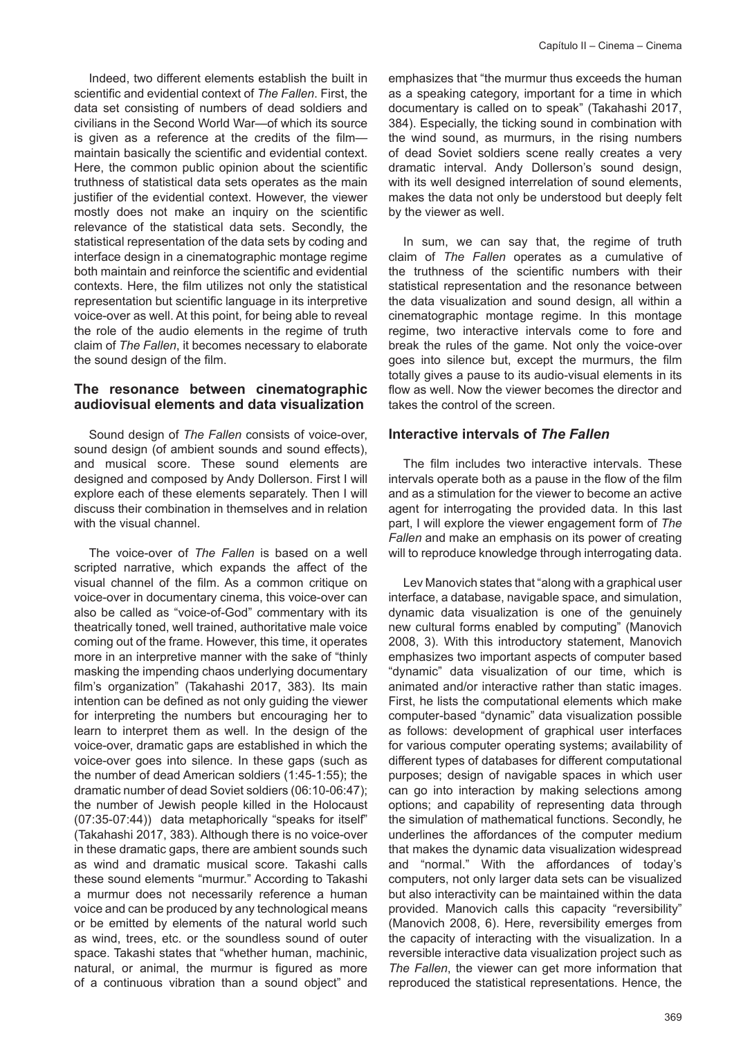Indeed, two different elements establish the built in scientific and evidential context of *The Fallen*. First, the data set consisting of numbers of dead soldiers and civilians in the Second World War—of which its source is given as a reference at the credits of the film—maintain basically the scientific and evidential context. Here, the common public opinion about the scientific truthness of statistical data sets operates as the main justifier of the evidential context. However, the viewer mostly does not make an inquiry on the scientific relevance of the statistical data sets. Secondly, the statistical representation of the data sets by coding and interface design in a cinematographic montage regime both maintain and reinforce the scientific and evidential contexts. Here, the film utilizes not only the statistical representation but scientific language in its interpretive voice-over as well. At this point, for being able to reveal the role of the audio elements in the regime of truth claim of *The Fallen*, it becomes necessary to elaborate the sound design of the film.

## The resonance between cinematographic audiovisual elements and data visualization

Sound design of *The Fallen* consists of voice-over, sound design (of ambient sounds and sound effects), and musical score. These sound elements are designed and composed by Andy Dollerson. First I will explore each of these elements separately. Then I will discuss their combination in themselves and in relation with the visual channel.

The voice-over of *The Fallen* is based on a well scripted narrative, which expands the affect of the visual channel of the film. As a common critique on voice-over in documentary cinema, this voice-over can also be called as "voice-of-God" commentary with its theatrically toned, well trained, authoritative male voice coming out of the frame. However, this time, it operates more in an interpretive manner with the sake of "thinly masking the impending chaos underlying documentary film's organization" (Takahashi 2017, 383). Its main intention can be defined as not only guiding the viewer for interpreting the numbers but encouraging her to learn to interpret them as well. In the design of the voice-over, dramatic gaps are established in which the voice-over goes into silence. In these gaps (such as the number of dead American soldiers (1:45-1:55); the dramatic number of dead Soviet soldiers (06:10-06:47); the number of Jewish people killed in the Holocaust (07:35-07:44)) data metaphorically "speaks for itself" (Takahashi 2017, 383). Although there is no voice-over in these dramatic gaps, there are ambient sounds such as wind and dramatic musical score. Takashi calls these sound elements "murmur." According to Takashi a murmur does not necessarily reference a human voice and can be produced by any technological means or be emitted by elements of the natural world such as wind, trees, etc. or the soundless sound of outer space. Takashi states that "whether human, machinic, natural, or animal, the murmur is figured as more of a continuous vibration than a sound object" and emphasizes that "the murmur thus exceeds the human as a speaking category, important for a time in which documentary is called on to speak" (Takahashi 2017, 384). Especially, the ticking sound in combination with the wind sound, as murmurs, in the rising numbers of dead Soviet soldiers scene really creates a very dramatic interval. Andy Dollerson's sound design, with its well designed interrelation of sound elements, makes the data not only be understood but deeply felt by the viewer as well.

In sum, we can say that, the regime of truth claim of *The Fallen* operates as a cumulative of the truthness of the scientific numbers with their statistical representation and the resonance between the data visualization and sound design, all within a cinematographic montage regime. In this montage regime, two interactive intervals come to fore and break the rules of the game. Not only the voice-over goes into silence but, except the murmurs, the film totally gives a pause to its audio-visual elements in its flow as well. Now the viewer becomes the director and takes the control of the screen.

## Interactive intervals of *The Fallen*

The film includes two interactive intervals. These intervals operate both as a pause in the flow of the film and as a stimulation for the viewer to become an active agent for interrogating the provided data. In this last part, I will explore the viewer engagement form of *The Fallen* and make an emphasis on its power of creating will to reproduce knowledge through interrogating data.

Lev Manovich states that "along with a graphical user interface, a database, navigable space, and simulation, dynamic data visualization is one of the genuinely new cultural forms enabled by computing" (Manovich 2008, 3). With this introductory statement, Manovich emphasizes two important aspects of computer based "dynamic" data visualization of our time, which is animated and/or interactive rather than static images. First, he lists the computational elements which make computer-based "dynamic" data visualization possible as follows: development of graphical user interfaces for various computer operating systems; availability of different types of databases for different computational purposes; design of navigable spaces in which user can go into interaction by making selections among options; and capability of representing data through the simulation of mathematical functions. Secondly, he underlines the affordances of the computer medium that makes the dynamic data visualization widespread and "normal." With the affordances of today's computers, not only larger data sets can be visualized but also interactivity can be maintained within the data provided. Manovich calls this capacity "reversibility" (Manovich 2008, 6). Here, reversibility emerges from the capacity of interacting with the visualization. In a reversible interactive data visualization project such as *The Fallen*, the viewer can get more information that reproduced the statistical representations. Hence, the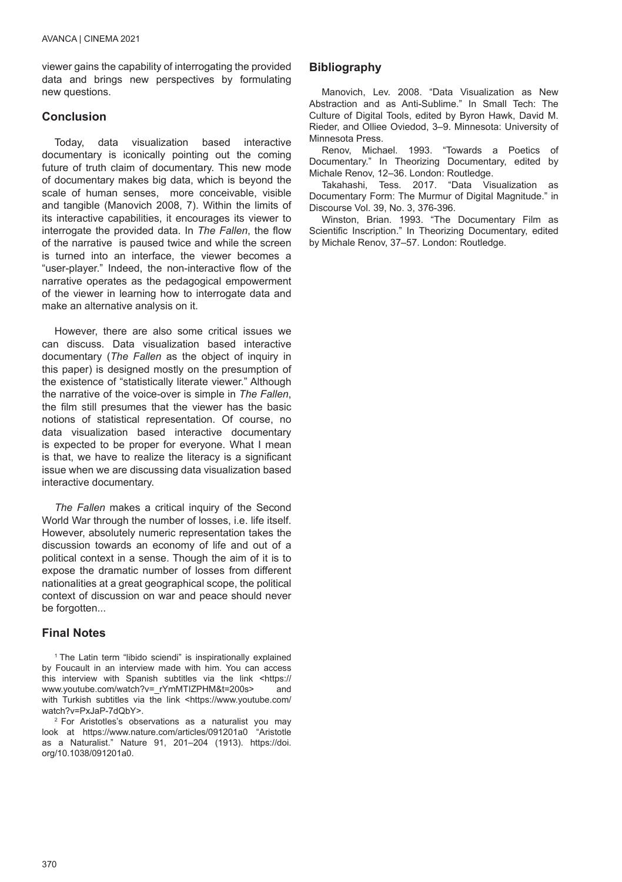viewer gains the capability of interrogating the provided data and brings new perspectives by formulating new questions.

## Conclusion

Today, data visualization based interactive documentary is iconically pointing out the coming future of truth claim of documentary. This new mode of documentary makes big data, which is beyond the scale of human senses, more conceivable, visible and tangible (Manovich 2008, 7). Within the limits of its interactive capabilities, it encourages its viewer to interrogate the provided data. In *The Fallen*, the flow of the narrative is paused twice and while the screen is turned into an interface, the viewer becomes a "user-player." Indeed, the non-interactive flow of the narrative operates as the pedagogical empowerment of the viewer in learning how to interrogate data and make an alternative analysis on it.

However, there are also some critical issues we can discuss. Data visualization based interactive documentary (*The Fallen* as the object of inquiry in this paper) is designed mostly on the presumption of the existence of "statistically literate viewer." Although the narrative of the voice-over is simple in *The Fallen*, the film still presumes that the viewer has the basic notions of statistical representation. Of course, no data visualization based interactive documentary is expected to be proper for everyone. What I mean is that, we have to realize the literacy is a significant issue when we are discussing data visualization based interactive documentary.

*The Fallen* makes a critical inquiry of the Second World War through the number of losses, i.e. life itself. However, absolutely numeric representation takes the discussion towards an economy of life and out of a political context in a sense. Though the aim of it is to expose the dramatic number of losses from different nationalities at a great geographical scope, the political context of discussion on war and peace should never be forgotten...

## Final Notes

[1] The Latin term "libido sciendi" is inspirationally explained by Foucault in an interview made with him. You can access this interview with Spanish subtitles via the link <https://www.youtube.com/watch?v=_rYmMTIZPHM&t=200s> and with Turkish subtitles via the link <https://www.youtube.com/watch?v=PxJaP-7dQbY>.

[2] For Aristotles's observations as a naturalist you may look at https://www.nature.com/articles/091201a0 "Aristotle as a Naturalist." Nature 91, 201–204 (1913). https://doi.org/10.1038/091201a0.

## Bibliography

Manovich, Lev. 2008. "Data Visualization as New Abstraction and as Anti-Sublime." In Small Tech: The Culture of Digital Tools, edited by Byron Hawk, David M. Rieder, and Olliee Oviedod, 3–9. Minnesota: University of Minnesota Press.

Renov, Michael. 1993. "Towards a Poetics of Documentary." In Theorizing Documentary, edited by Michale Renov, 12–36. London: Routledge.

Takahashi, Tess. 2017. "Data Visualization as Documentary Form: The Murmur of Digital Magnitude." in Discourse Vol. 39, No. 3, 376-396.

Winston, Brian. 1993. "The Documentary Film as Scientific Inscription." In Theorizing Documentary, edited by Michale Renov, 37–57. London: Routledge.